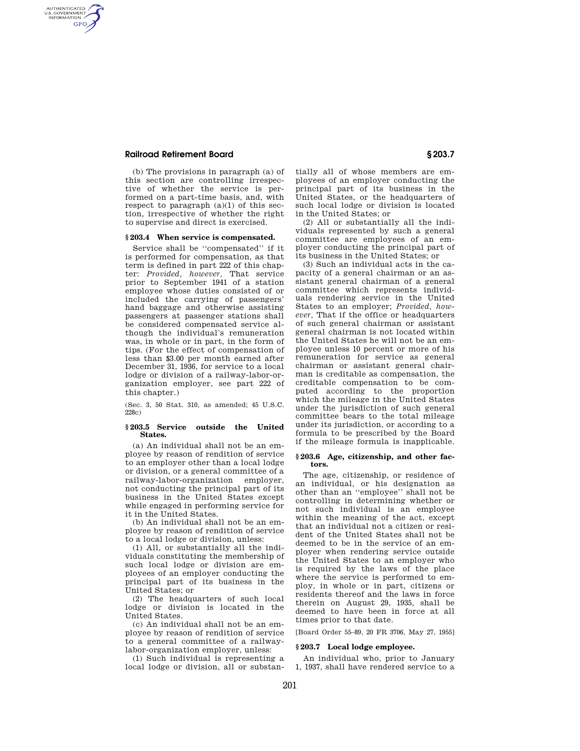(b) The provisions in paragraph (a) of this section are controlling irrespective of whether the service is performed on a part-time basis, and, with respect to paragraph (a)(1) of this section, irrespective of whether the right to supervise and direct is exercised.

### § 203.4 When service is compensated.

Service shall be ''compensated'' if it is performed for compensation, as that term is defined in part 222 of this chapter: *Provided, however,* That service prior to September 1941 of a station employee whose duties consisted of or included the carrying of passengers' hand baggage and otherwise assisting passengers at passenger stations shall be considered compensated service although the individual's remuneration was, in whole or in part, in the form of tips. (For the effect of compensation of less than $3.00 per month earned after December 31, 1936, for service to a local lodge or division of a railway-labor-organization employer, see part 222 of this chapter.)

(Sec. 3, 50 Stat. 310, as amended; 45 U.S.C. 228c)

### § 203.5 Service outside the United States.

(a) An individual shall not be an employee by reason of rendition of service to an employer other than a local lodge or division, or a general committee of a railway-labor-organization employer, not conducting the principal part of its business in the United States except while engaged in performing service for it in the United States.

(b) An individual shall not be an employee by reason of rendition of service to a local lodge or division, unless:

(1) All, or substantially all the individuals constituting the membership of such local lodge or division are employees of an employer conducting the principal part of its business in the United States; or

(2) The headquarters of such local lodge or division is located in the United States.

(c) An individual shall not be an employee by reason of rendition of service to a general committee of a railway-labor-organization employer, unless:

(1) Such individual is representing a local lodge or division, all or substantially all of whose members are employees of an employer conducting the principal part of its business in the United States, or the headquarters of such local lodge or division is located in the United States; or

(2) All or substantially all the individuals represented by such a general committee are employees of an employer conducting the principal part of its business in the United States; or

(3) Such an individual acts in the capacity of a general chairman or an assistant general chairman of a general committee which represents individuals rendering service in the United States to an employer; *Provided, however,* That if the office or headquarters of such general chairman or assistant general chairman is not located within the United States he will not be an employee unless 10 percent or more of his remuneration for service as general chairman or assistant general chairman is creditable as compensation, the creditable compensation to be computed according to the proportion which the mileage in the United States under the jurisdiction of such general committee bears to the total mileage under its jurisdiction, or according to a formula to be prescribed by the Board if the mileage formula is inapplicable.

### § 203.6 Age, citizenship, and other factors.

The age, citizenship, or residence of an individual, or his designation as other than an ''employee'' shall not be controlling in determining whether or not such individual is an employee within the meaning of the act, except that an individual not a citizen or resident of the United States shall not be deemed to be in the service of an employer when rendering service outside the United States to an employer who is required by the laws of the place where the service is performed to employ, in whole or in part, citizens or residents thereof and the laws in force therein on August 29, 1935, shall be deemed to have been in force at all times prior to that date.

[Board Order 55–89, 20 FR 3706, May 27, 1955]

### § 203.7 Local lodge employee.

An individual who, prior to January 1, 1937, shall have rendered service to a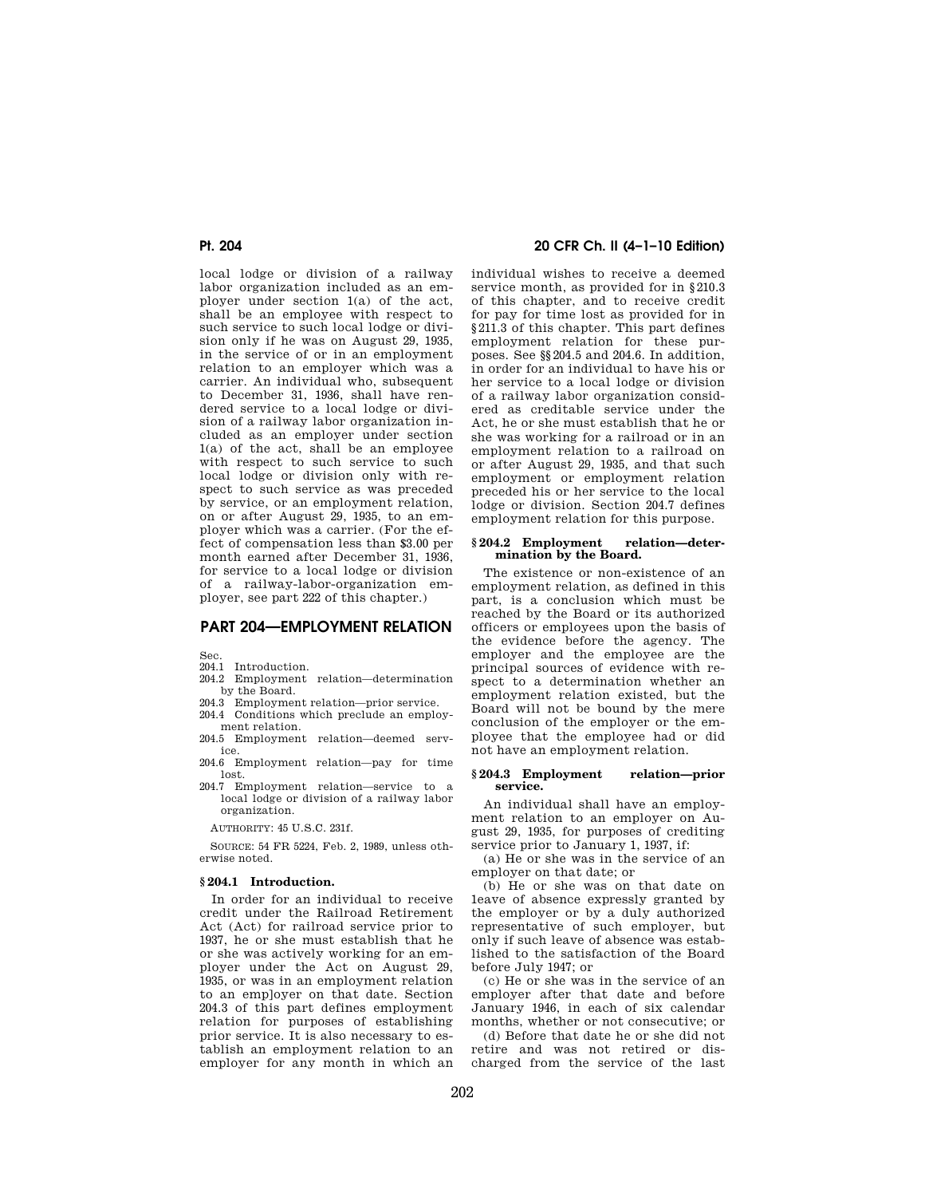local lodge or division of a railway labor organization included as an employer under section 1(a) of the act, shall be an employee with respect to such service to such local lodge or division only if he was on August 29, 1935, in the service of or in an employment relation to an employer which was a carrier. An individual who, subsequent to December 31, 1936, shall have rendered service to a local lodge or division of a railway labor organization included as an employer under section 1(a) of the act, shall be an employee with respect to such service to such local lodge or division only with respect to such service as was preceded by service, or an employment relation, on or after August 29, 1935, to an employer which was a carrier. (For the effect of compensation less than $3.00 per month earned after December 31, 1936, for service to a local lodge or division of a railway-labor-organization employer, see part 222 of this chapter.)

# PART 204—EMPLOYMENT RELATION

Sec.
204.1 Introduction.
204.2 Employment relation—determination by the Board.
204.3 Employment relation—prior service.
204.4 Conditions which preclude an employment relation.
204.5 Employment relation—deemed service.
204.6 Employment relation—pay for time lost.
204.7 Employment relation—service to a local lodge or division of a railway labor organization.

AUTHORITY: 45 U.S.C. 231f.

SOURCE: 54 FR 5224, Feb. 2, 1989, unless otherwise noted.

### § 204.1 Introduction.

In order for an individual to receive credit under the Railroad Retirement Act (Act) for railroad service prior to 1937, he or she must establish that he or she was actively working for an employer under the Act on August 29, 1935, or was in an employment relation to an emp]oyer on that date. Section 204.3 of this part defines employment relation for purposes of establishing prior service. It is also necessary to establish an employment relation to an employer for any month in which an individual wishes to receive a deemed service month, as provided for in §210.3 of this chapter, and to receive credit for pay for time lost as provided for in §211.3 of this chapter. This part defines employment relation for these purposes. See §§204.5 and 204.6. In addition, in order for an individual to have his or her service to a local lodge or division of a railway labor organization considered as creditable service under the Act, he or she must establish that he or she was working for a railroad or in an employment relation to a railroad on or after August 29, 1935, and that such employment or employment relation preceded his or her service to the local lodge or division. Section 204.7 defines employment relation for this purpose.

### § 204.2 Employment relation—determination by the Board.

The existence or non-existence of an employment relation, as defined in this part, is a conclusion which must be reached by the Board or its authorized officers or employees upon the basis of the evidence before the agency. The employer and the employee are the principal sources of evidence with respect to a determination whether an employment relation existed, but the Board will not be bound by the mere conclusion of the employer or the employee that the employee had or did not have an employment relation.

### § 204.3 Employment relation—prior service.

An individual shall have an employment relation to an employer on August 29, 1935, for purposes of crediting service prior to January 1, 1937, if:

(a) He or she was in the service of an employer on that date; or

(b) He or she was on that date on leave of absence expressly granted by the employer or by a duly authorized representative of such employer, but only if such leave of absence was established to the satisfaction of the Board before July 1947; or

(c) He or she was in the service of an employer after that date and before January 1946, in each of six calendar months, whether or not consecutive; or

(d) Before that date he or she did not retire and was not retired or discharged from the service of the last